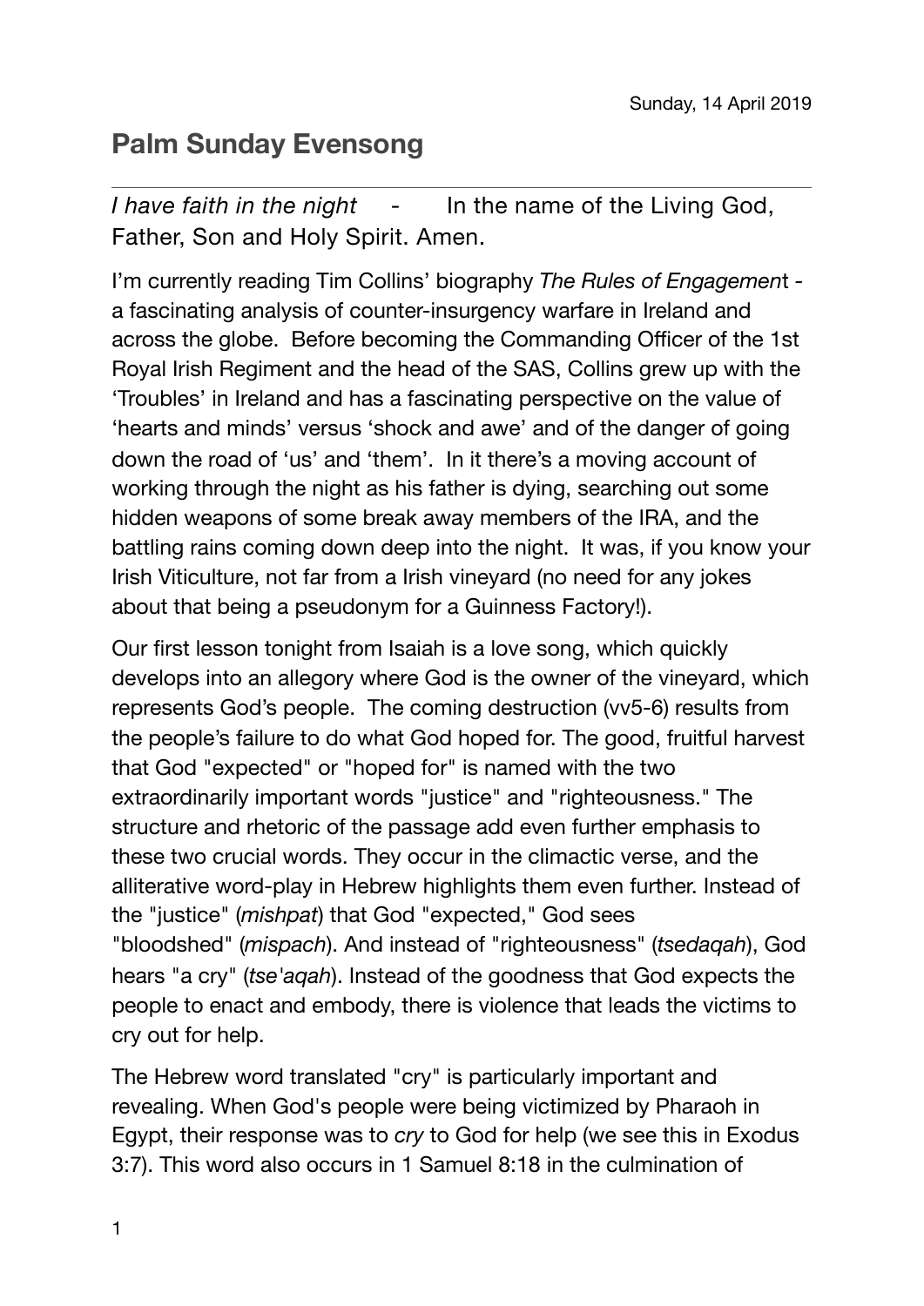Sunday, 14 April 2019

# Palm Sunday Evensong

---

*I have faith in the night* - In the name of the Living God, Father, Son and Holy Spirit. Amen.

I'm currently reading Tim Collins' biography *The Rules of Engagemen*t - a fascinating analysis of counter-insurgency warfare in Ireland and across the globe. Before becoming the Commanding Officer of the 1st Royal Irish Regiment and the head of the SAS, Collins grew up with the 'Troubles' in Ireland and has a fascinating perspective on the value of 'hearts and minds' versus 'shock and awe' and of the danger of going down the road of 'us' and 'them'. In it there's a moving account of working through the night as his father is dying, searching out some hidden weapons of some break away members of the IRA, and the battling rains coming down deep into the night. It was, if you know your Irish Viticulture, not far from a Irish vineyard (no need for any jokes about that being a pseudonym for a Guinness Factory!).

Our first lesson tonight from Isaiah is a love song, which quickly develops into an allegory where God is the owner of the vineyard, which represents God's people. The coming destruction (vv5-6) results from the people's failure to do what God hoped for. The good, fruitful harvest that God "expected" or "hoped for" is named with the two extraordinarily important words "justice" and "righteousness." The structure and rhetoric of the passage add even further emphasis to these two crucial words. They occur in the climactic verse, and the alliterative word-play in Hebrew highlights them even further. Instead of the "justice" (*mishpat*) that God "expected," God sees "bloodshed" (*mispach*). And instead of "righteousness" (*tsedaqah*), God hears "a cry" (*tse'aqah*). Instead of the goodness that God expects the people to enact and embody, there is violence that leads the victims to cry out for help.

The Hebrew word translated "cry" is particularly important and revealing. When God's people were being victimized by Pharaoh in Egypt, their response was to *cry* to God for help (we see this in Exodus 3:7). This word also occurs in 1 Samuel 8:18 in the culmination of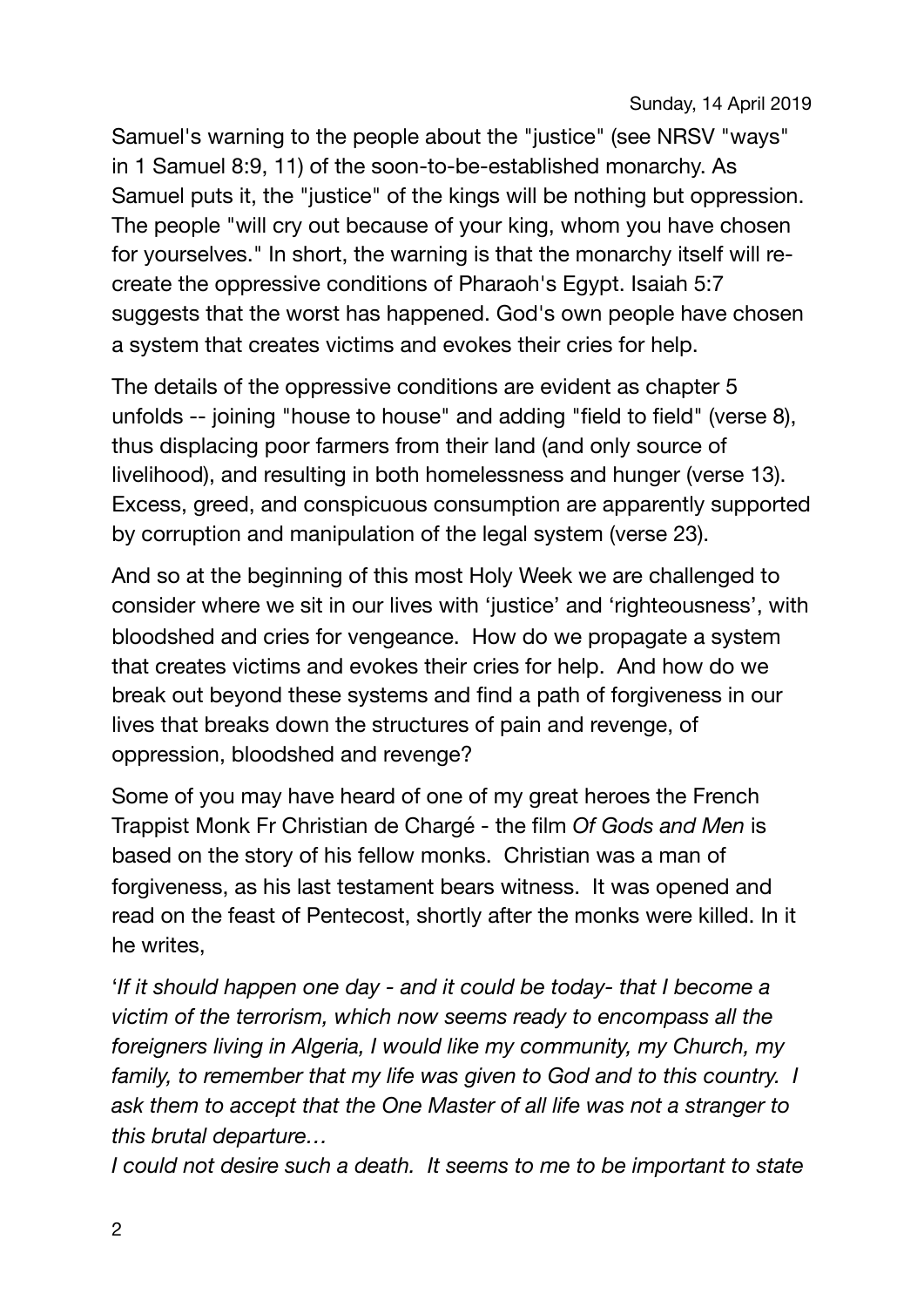Sunday, 14 April 2019

Samuel's warning to the people about the "justice" (see NRSV "ways" in 1 Samuel 8:9, 11) of the soon-to-be-established monarchy. As Samuel puts it, the "justice" of the kings will be nothing but oppression. The people "will cry out because of your king, whom you have chosen for yourselves." In short, the warning is that the monarchy itself will re-create the oppressive conditions of Pharaoh's Egypt. Isaiah 5:7 suggests that the worst has happened. God's own people have chosen a system that creates victims and evokes their cries for help.

The details of the oppressive conditions are evident as chapter 5 unfolds -- joining "house to house" and adding "field to field" (verse 8), thus displacing poor farmers from their land (and only source of livelihood), and resulting in both homelessness and hunger (verse 13). Excess, greed, and conspicuous consumption are apparently supported by corruption and manipulation of the legal system (verse 23).

And so at the beginning of this most Holy Week we are challenged to consider where we sit in our lives with 'justice' and 'righteousness', with bloodshed and cries for vengeance. How do we propagate a system that creates victims and evokes their cries for help. And how do we break out beyond these systems and find a path of forgiveness in our lives that breaks down the structures of pain and revenge, of oppression, bloodshed and revenge?

Some of you may have heard of one of my great heroes the French Trappist Monk Fr Christian de Chargé - the film *Of Gods and Men* is based on the story of his fellow monks. Christian was a man of forgiveness, as his last testament bears witness. It was opened and read on the feast of Pentecost, shortly after the monks were killed. In it he writes,

'*If it should happen one day - and it could be today- that I become a victim of the terrorism, which now seems ready to encompass all the foreigners living in Algeria, I would like my community, my Church, my family, to remember that my life was given to God and to this country. I ask them to accept that the One Master of all life was not a stranger to this brutal departure…*

*I could not desire such a death. It seems to me to be important to state*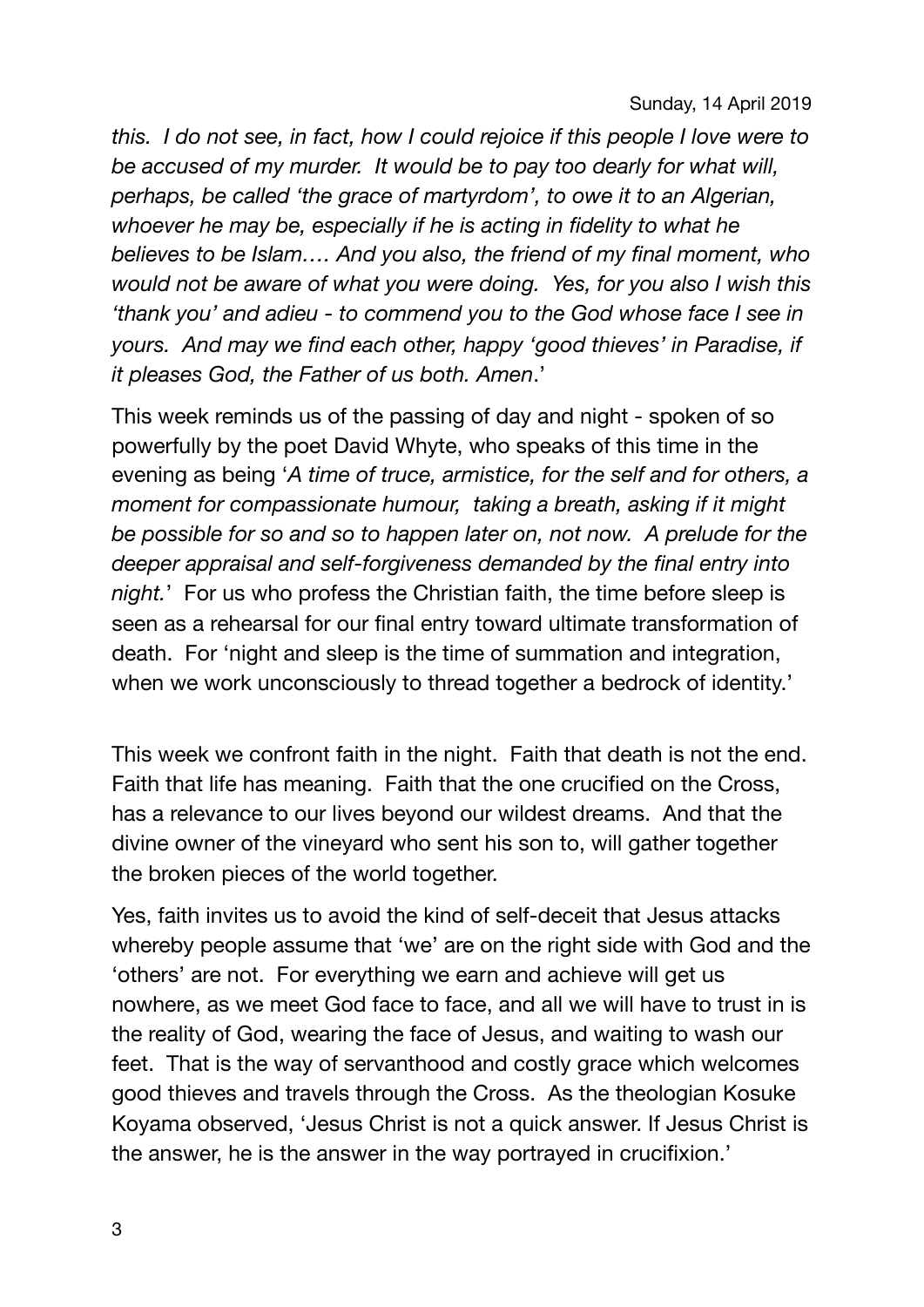*this. I do not see, in fact, how I could rejoice if this people I love were to be accused of my murder. It would be to pay too dearly for what will, perhaps, be called 'the grace of martyrdom', to owe it to an Algerian, whoever he may be, especially if he is acting in fidelity to what he believes to be Islam…. And you also, the friend of my final moment, who would not be aware of what you were doing. Yes, for you also I wish this 'thank you' and adieu - to commend you to the God whose face I see in yours. And may we find each other, happy 'good thieves' in Paradise, if it pleases God, the Father of us both. Amen*.'

This week reminds us of the passing of day and night - spoken of so powerfully by the poet David Whyte, who speaks of this time in the evening as being '*A time of truce, armistice, for the self and for others, a moment for compassionate humour, taking a breath, asking if it might be possible for so and so to happen later on, not now. A prelude for the deeper appraisal and self-forgiveness demanded by the final entry into night.*' For us who profess the Christian faith, the time before sleep is seen as a rehearsal for our final entry toward ultimate transformation of death. For 'night and sleep is the time of summation and integration, when we work unconsciously to thread together a bedrock of identity.'

This week we confront faith in the night. Faith that death is not the end. Faith that life has meaning. Faith that the one crucified on the Cross, has a relevance to our lives beyond our wildest dreams. And that the divine owner of the vineyard who sent his son to, will gather together the broken pieces of the world together.

Yes, faith invites us to avoid the kind of self-deceit that Jesus attacks whereby people assume that 'we' are on the right side with God and the 'others' are not. For everything we earn and achieve will get us nowhere, as we meet God face to face, and all we will have to trust in is the reality of God, wearing the face of Jesus, and waiting to wash our feet. That is the way of servanthood and costly grace which welcomes good thieves and travels through the Cross. As the theologian Kosuke Koyama observed, 'Jesus Christ is not a quick answer. If Jesus Christ is the answer, he is the answer in the way portrayed in crucifixion.'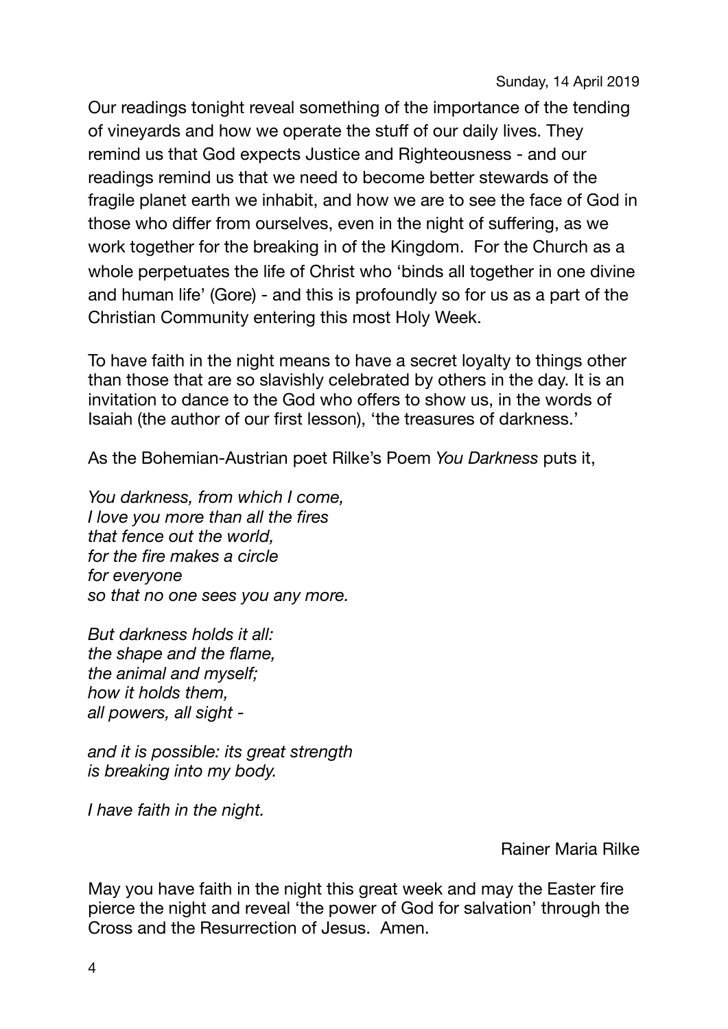Sunday, 14 April 2019

Our readings tonight reveal something of the importance of the tending of vineyards and how we operate the stuff of our daily lives. They remind us that God expects Justice and Righteousness - and our readings remind us that we need to become better stewards of the fragile planet earth we inhabit, and how we are to see the face of God in those who differ from ourselves, even in the night of suffering, as we work together for the breaking in of the Kingdom. For the Church as a whole perpetuates the life of Christ who 'binds all together in one divine and human life' (Gore) - and this is profoundly so for us as a part of the Christian Community entering this most Holy Week.

To have faith in the night means to have a secret loyalty to things other than those that are so slavishly celebrated by others in the day. It is an invitation to dance to the God who offers to show us, in the words of Isaiah (the author of our first lesson), 'the treasures of darkness.'

As the Bohemian-Austrian poet Rilke's Poem *You Darkness* puts it,

*You darkness, from which I come,*
*I love you more than all the fires*
*that fence out the world,*
*for the fire makes a circle*
*for everyone*
*so that no one sees you any more.*

*But darkness holds it all:*
*the shape and the flame,*
*the animal and myself;*
*how it holds them,*
*all powers, all sight -*

*and it is possible: its great strength*
*is breaking into my body.*

*I have faith in the night.*

Rainer Maria Rilke

May you have faith in the night this great week and may the Easter fire pierce the night and reveal 'the power of God for salvation' through the Cross and the Resurrection of Jesus. Amen.